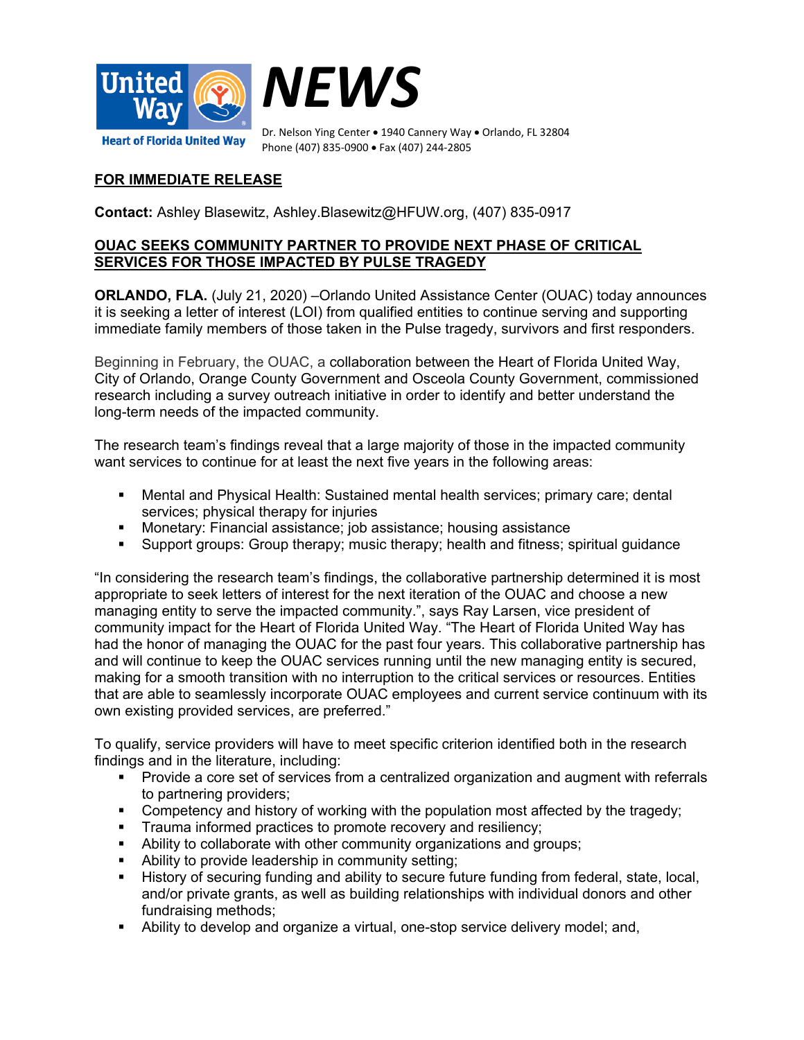# NEWS

Heart of Florida United Way

Dr. Nelson Ying Center • 1940 Cannery Way • Orlando, FL 32804
Phone (407) 835-0900 • Fax (407) 244-2805

**FOR IMMEDIATE RELEASE**

**Contact:** Ashley Blasewitz, Ashley.Blasewitz@HFUW.org, (407) 835-0917

**OUAC SEEKS COMMUNITY PARTNER TO PROVIDE NEXT PHASE OF CRITICAL SERVICES FOR THOSE IMPACTED BY PULSE TRAGEDY**

**ORLANDO, FLA.** (July 21, 2020) –Orlando United Assistance Center (OUAC) today announces it is seeking a letter of interest (LOI) from qualified entities to continue serving and supporting immediate family members of those taken in the Pulse tragedy, survivors and first responders.

Beginning in February, the OUAC, a collaboration between the Heart of Florida United Way, City of Orlando, Orange County Government and Osceola County Government, commissioned research including a survey outreach initiative in order to identify and better understand the long-term needs of the impacted community.

The research team's findings reveal that a large majority of those in the impacted community want services to continue for at least the next five years in the following areas:

- Mental and Physical Health: Sustained mental health services; primary care; dental services; physical therapy for injuries
- Monetary: Financial assistance; job assistance; housing assistance
- Support groups: Group therapy; music therapy; health and fitness; spiritual guidance

"In considering the research team's findings, the collaborative partnership determined it is most appropriate to seek letters of interest for the next iteration of the OUAC and choose a new managing entity to serve the impacted community.", says Ray Larsen, vice president of community impact for the Heart of Florida United Way. "The Heart of Florida United Way has had the honor of managing the OUAC for the past four years. This collaborative partnership has and will continue to keep the OUAC services running until the new managing entity is secured, making for a smooth transition with no interruption to the critical services or resources. Entities that are able to seamlessly incorporate OUAC employees and current service continuum with its own existing provided services, are preferred."

To qualify, service providers will have to meet specific criterion identified both in the research findings and in the literature, including:

- Provide a core set of services from a centralized organization and augment with referrals to partnering providers;
- Competency and history of working with the population most affected by the tragedy;
- Trauma informed practices to promote recovery and resiliency;
- Ability to collaborate with other community organizations and groups;
- Ability to provide leadership in community setting;
- History of securing funding and ability to secure future funding from federal, state, local, and/or private grants, as well as building relationships with individual donors and other fundraising methods;
- Ability to develop and organize a virtual, one-stop service delivery model; and,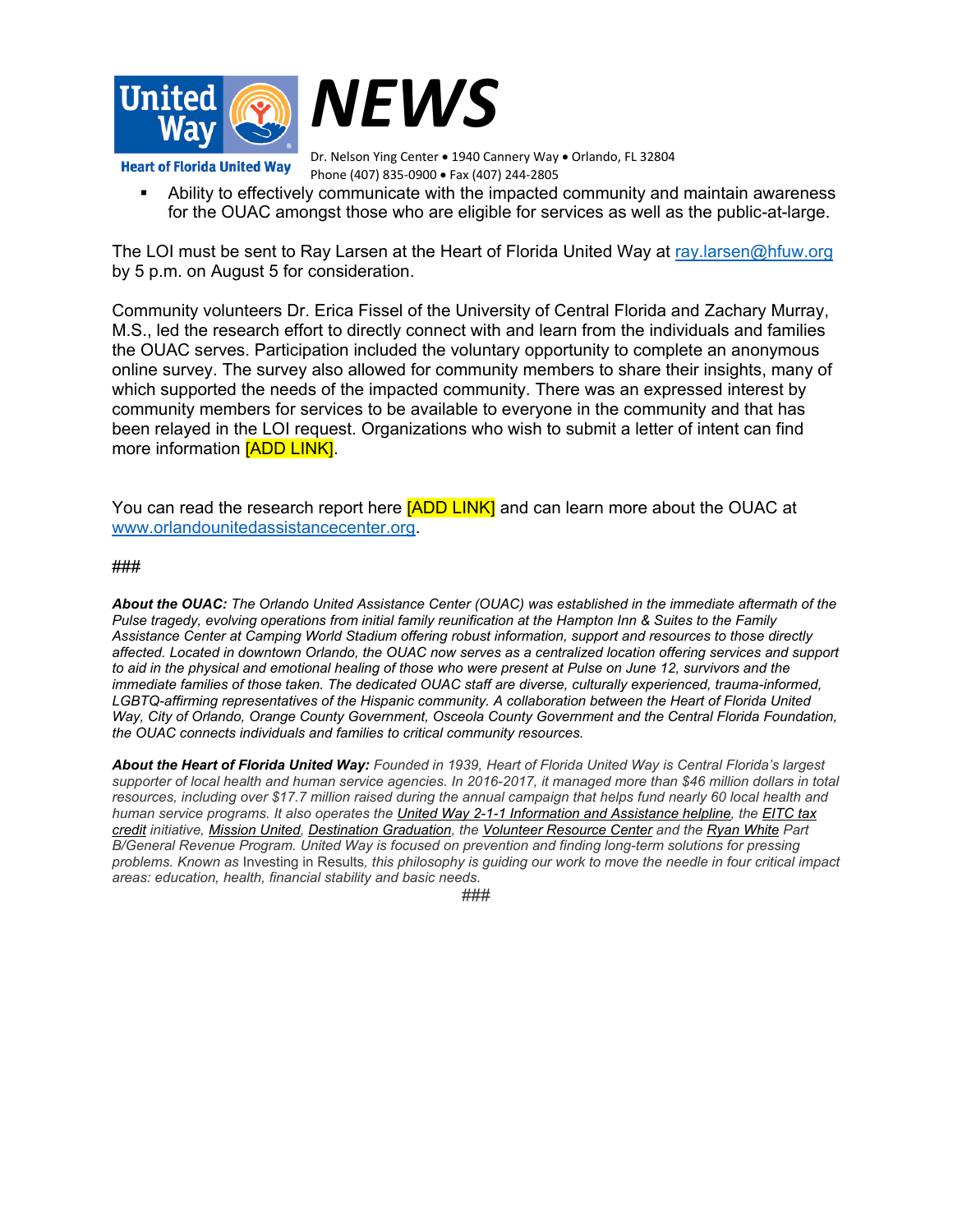- Ability to effectively communicate with the impacted community and maintain awareness for the OUAC amongst those who are eligible for services as well as the public-at-large.

The LOI must be sent to Ray Larsen at the Heart of Florida United Way at ray.larsen@hfuw.org by 5 p.m. on August 5 for consideration.

Community volunteers Dr. Erica Fissel of the University of Central Florida and Zachary Murray, M.S., led the research effort to directly connect with and learn from the individuals and families the OUAC serves. Participation included the voluntary opportunity to complete an anonymous online survey. The survey also allowed for community members to share their insights, many of which supported the needs of the impacted community. There was an expressed interest by community members for services to be available to everyone in the community and that has been relayed in the LOI request. Organizations who wish to submit a letter of intent can find more information [ADD LINK].

You can read the research report here [ADD LINK] and can learn more about the OUAC at www.orlandounitedassistancecenter.org.

###

***About the OUAC:*** *The Orlando United Assistance Center (OUAC) was established in the immediate aftermath of the Pulse tragedy, evolving operations from initial family reunification at the Hampton Inn & Suites to the Family Assistance Center at Camping World Stadium offering robust information, support and resources to those directly affected. Located in downtown Orlando, the OUAC now serves as a centralized location offering services and support to aid in the physical and emotional healing of those who were present at Pulse on June 12, survivors and the immediate families of those taken. The dedicated OUAC staff are diverse, culturally experienced, trauma-informed, LGBTQ-affirming representatives of the Hispanic community. A collaboration between the Heart of Florida United Way, City of Orlando, Orange County Government, Osceola County Government and the Central Florida Foundation, the OUAC connects individuals and families to critical community resources.*

***About the Heart of Florida United Way:*** *Founded in 1939, Heart of Florida United Way is Central Florida's largest supporter of local health and human service agencies. In 2016-2017, it managed more than $46 million dollars in total resources, including over $17.7 million raised during the annual campaign that helps fund nearly 60 local health and human service programs. It also operates the United Way 2-1-1 Information and Assistance helpline, the EITC tax credit initiative, Mission United, Destination Graduation, the Volunteer Resource Center and the Ryan White Part B/General Revenue Program. United Way is focused on prevention and finding long-term solutions for pressing problems. Known as* Investing in Results*, this philosophy is guiding our work to move the needle in four critical impact areas: education, health, financial stability and basic needs.*

###